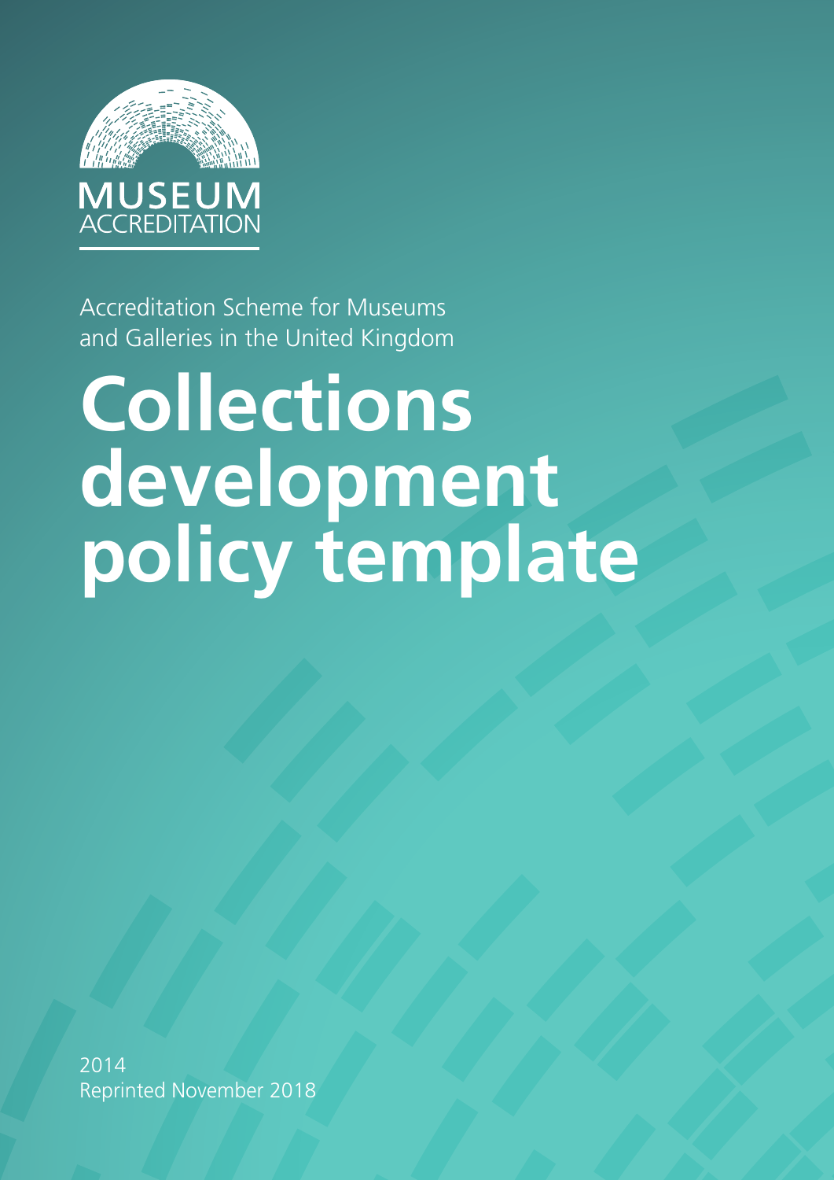MUSEUM ACCREDITATION

Accreditation Scheme for Museums and Galleries in the United Kingdom

# Collections development policy template

2014
Reprinted November 2018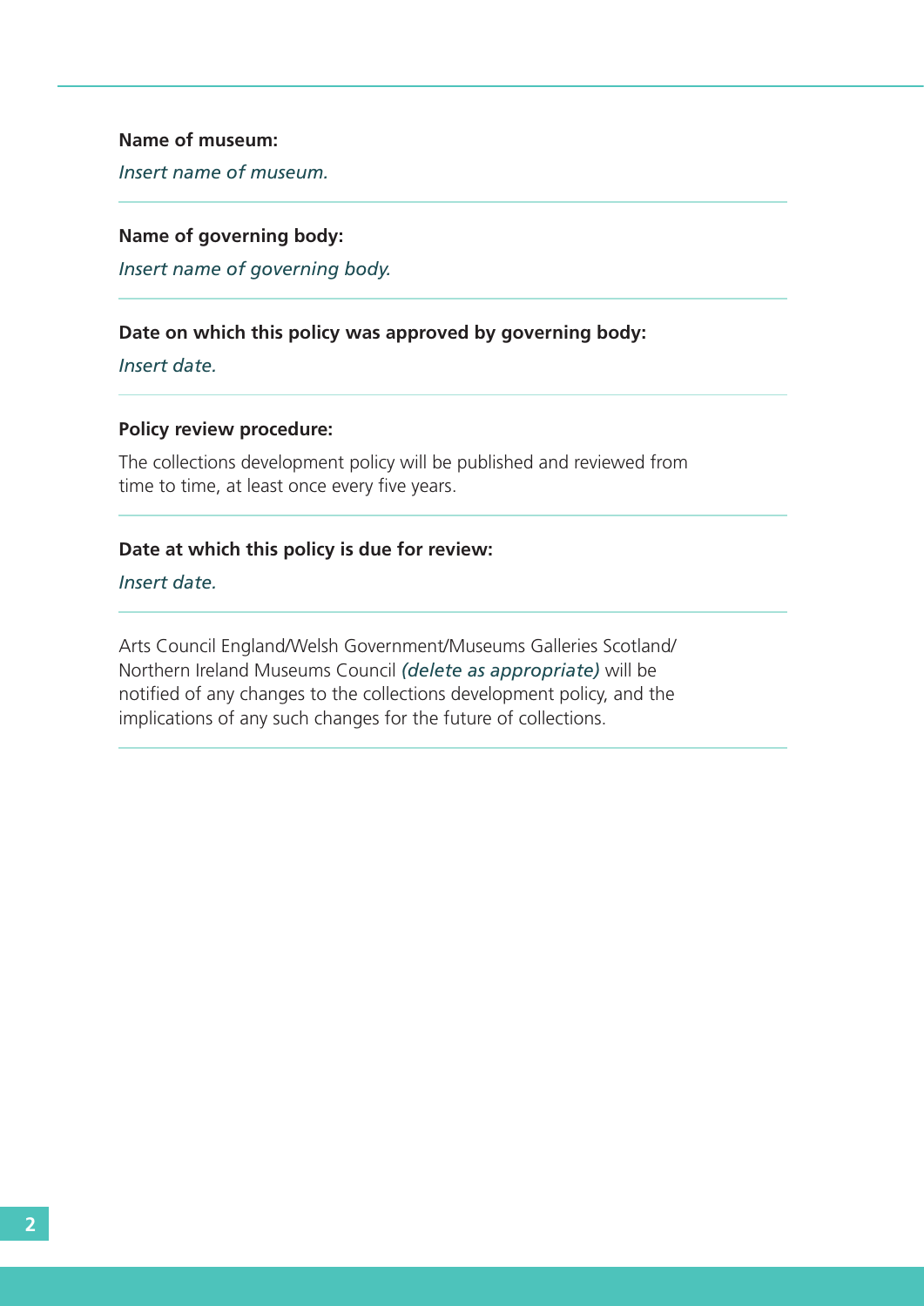**Name of museum:**

*Insert name of museum.*

---

**Name of governing body:**

*Insert name of governing body.*

---

**Date on which this policy was approved by governing body:**

*Insert date.*

---

**Policy review procedure:**

The collections development policy will be published and reviewed from time to time, at least once every five years.

---

**Date at which this policy is due for review:**

*Insert date.*

---

Arts Council England/Welsh Government/Museums Galleries Scotland/Northern Ireland Museums Council *(delete as appropriate)* will be notified of any changes to the collections development policy, and the implications of any such changes for the future of collections.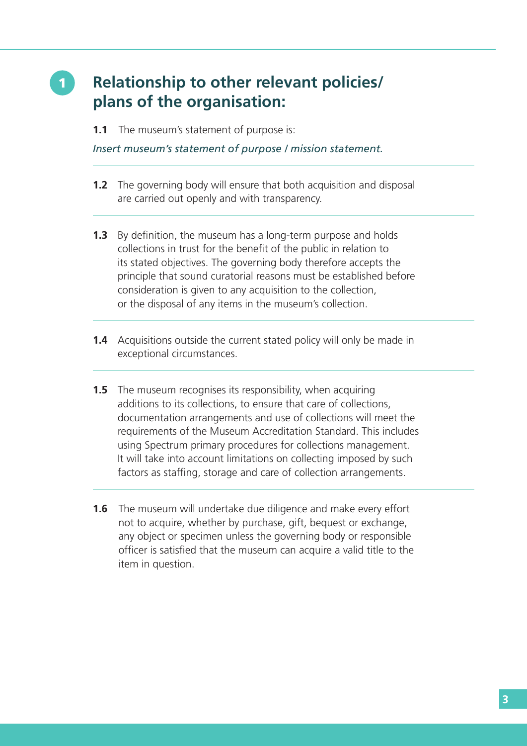## 1 Relationship to other relevant policies/plans of the organisation:

**1.1** The museum's statement of purpose is:

*Insert museum's statement of purpose / mission statement.*

**1.2** The governing body will ensure that both acquisition and disposal are carried out openly and with transparency.

**1.3** By definition, the museum has a long-term purpose and holds collections in trust for the benefit of the public in relation to its stated objectives. The governing body therefore accepts the principle that sound curatorial reasons must be established before consideration is given to any acquisition to the collection, or the disposal of any items in the museum's collection.

**1.4** Acquisitions outside the current stated policy will only be made in exceptional circumstances.

**1.5** The museum recognises its responsibility, when acquiring additions to its collections, to ensure that care of collections, documentation arrangements and use of collections will meet the requirements of the Museum Accreditation Standard. This includes using Spectrum primary procedures for collections management. It will take into account limitations on collecting imposed by such factors as staffing, storage and care of collection arrangements.

**1.6** The museum will undertake due diligence and make every effort not to acquire, whether by purchase, gift, bequest or exchange, any object or specimen unless the governing body or responsible officer is satisfied that the museum can acquire a valid title to the item in question.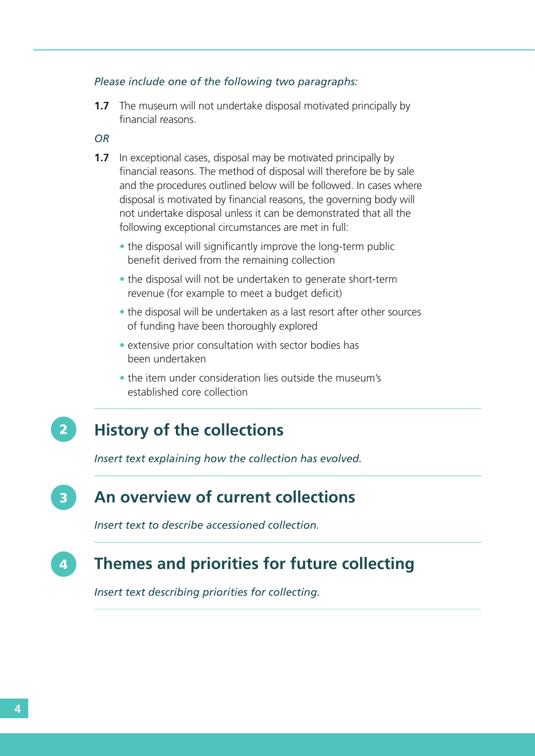*Please include one of the following two paragraphs:*

**1.7** The museum will not undertake disposal motivated principally by financial reasons.

*OR*

**1.7** In exceptional cases, disposal may be motivated principally by financial reasons. The method of disposal will therefore be by sale and the procedures outlined below will be followed. In cases where disposal is motivated by financial reasons, the governing body will not undertake disposal unless it can be demonstrated that all the following exceptional circumstances are met in full:

- the disposal will significantly improve the long-term public benefit derived from the remaining collection
- the disposal will not be undertaken to generate short-term revenue (for example to meet a budget deficit)
- the disposal will be undertaken as a last resort after other sources of funding have been thoroughly explored
- extensive prior consultation with sector bodies has been undertaken
- the item under consideration lies outside the museum's established core collection

## 2 History of the collections

*Insert text explaining how the collection has evolved.*

## 3 An overview of current collections

*Insert text to describe accessioned collection.*

## 4 Themes and priorities for future collecting

*Insert text describing priorities for collecting.*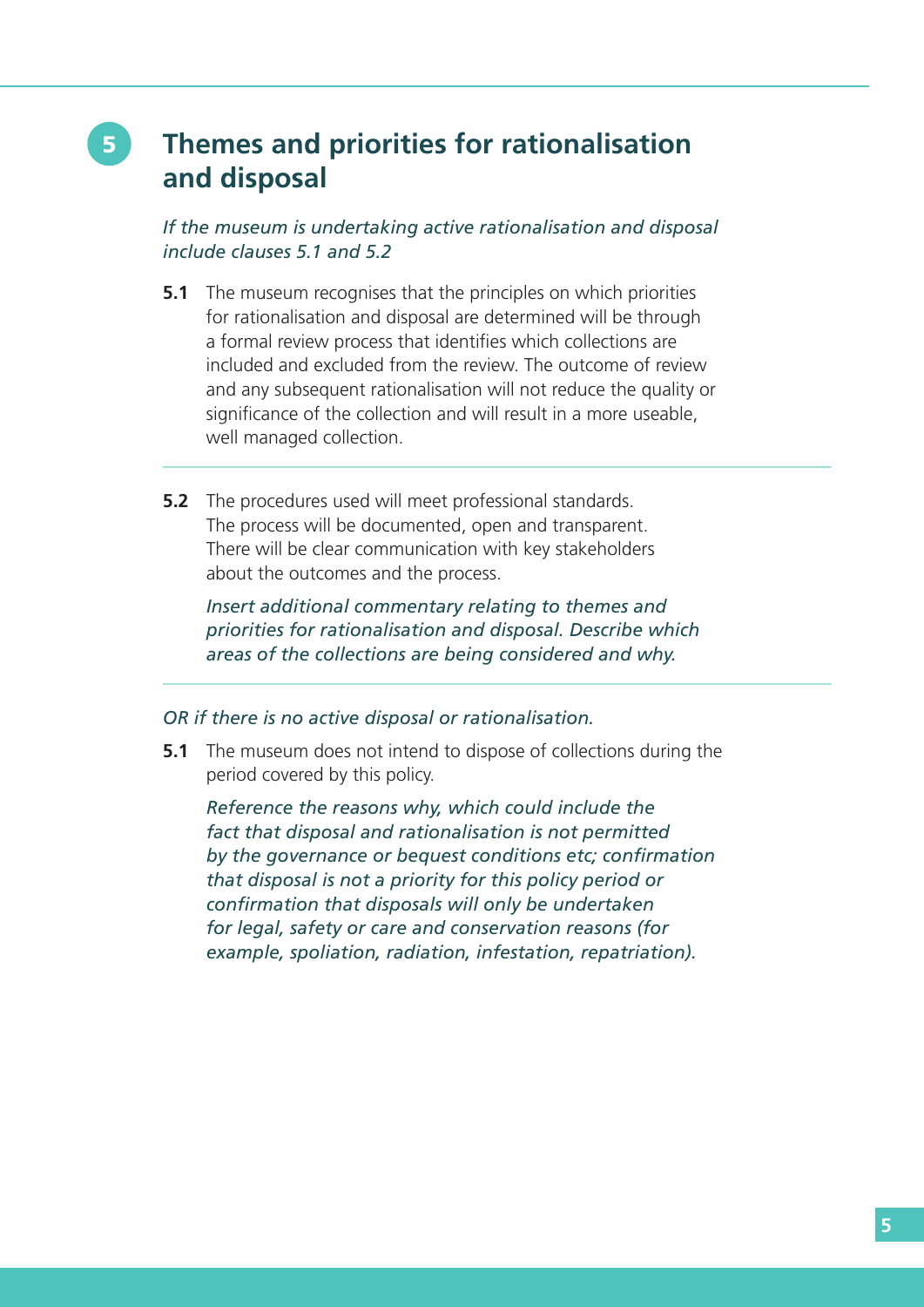## 5 Themes and priorities for rationalisation and disposal

*If the museum is undertaking active rationalisation and disposal include clauses 5.1 and 5.2*

**5.1** The museum recognises that the principles on which priorities for rationalisation and disposal are determined will be through a formal review process that identifies which collections are included and excluded from the review. The outcome of review and any subsequent rationalisation will not reduce the quality or significance of the collection and will result in a more useable, well managed collection.

**5.2** The procedures used will meet professional standards. The process will be documented, open and transparent. There will be clear communication with key stakeholders about the outcomes and the process.

*Insert additional commentary relating to themes and priorities for rationalisation and disposal. Describe which areas of the collections are being considered and why.*

*OR if there is no active disposal or rationalisation.*

**5.1** The museum does not intend to dispose of collections during the period covered by this policy.

*Reference the reasons why, which could include the fact that disposal and rationalisation is not permitted by the governance or bequest conditions etc; confirmation that disposal is not a priority for this policy period or confirmation that disposals will only be undertaken for legal, safety or care and conservation reasons (for example, spoliation, radiation, infestation, repatriation).*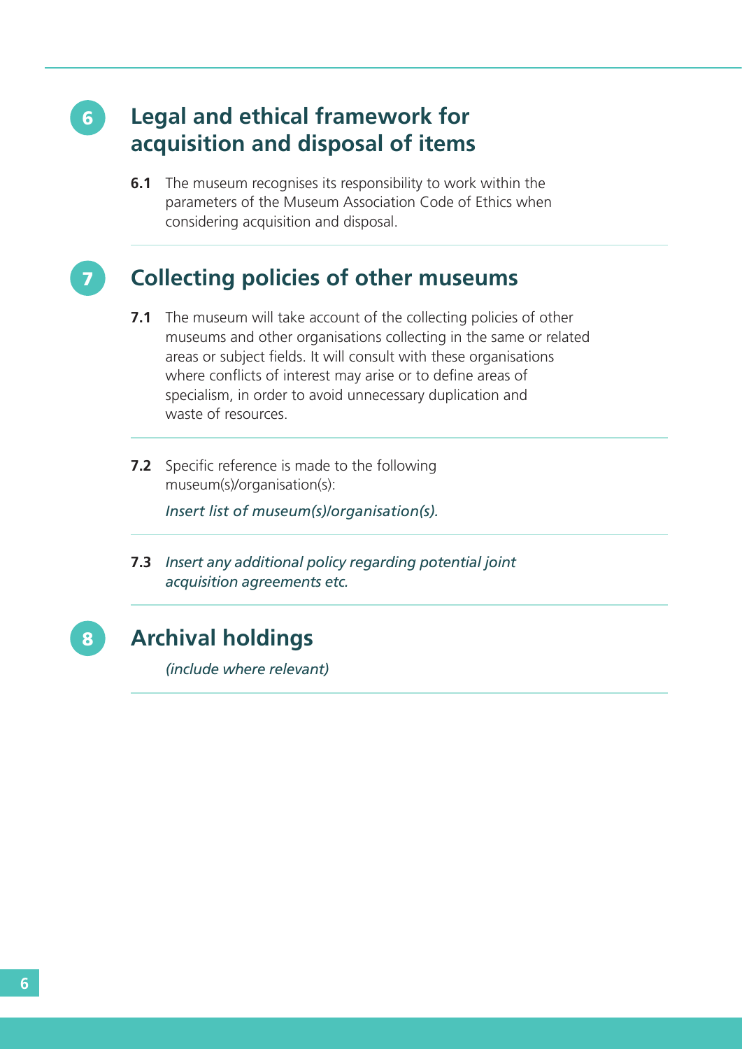## 6 Legal and ethical framework for acquisition and disposal of items

**6.1** The museum recognises its responsibility to work within the parameters of the Museum Association Code of Ethics when considering acquisition and disposal.

## 7 Collecting policies of other museums

**7.1** The museum will take account of the collecting policies of other museums and other organisations collecting in the same or related areas or subject fields. It will consult with these organisations where conflicts of interest may arise or to define areas of specialism, in order to avoid unnecessary duplication and waste of resources.

**7.2** Specific reference is made to the following museum(s)/organisation(s):

*Insert list of museum(s)/organisation(s).*

**7.3** *Insert any additional policy regarding potential joint acquisition agreements etc.*

## 8 Archival holdings

*(include where relevant)*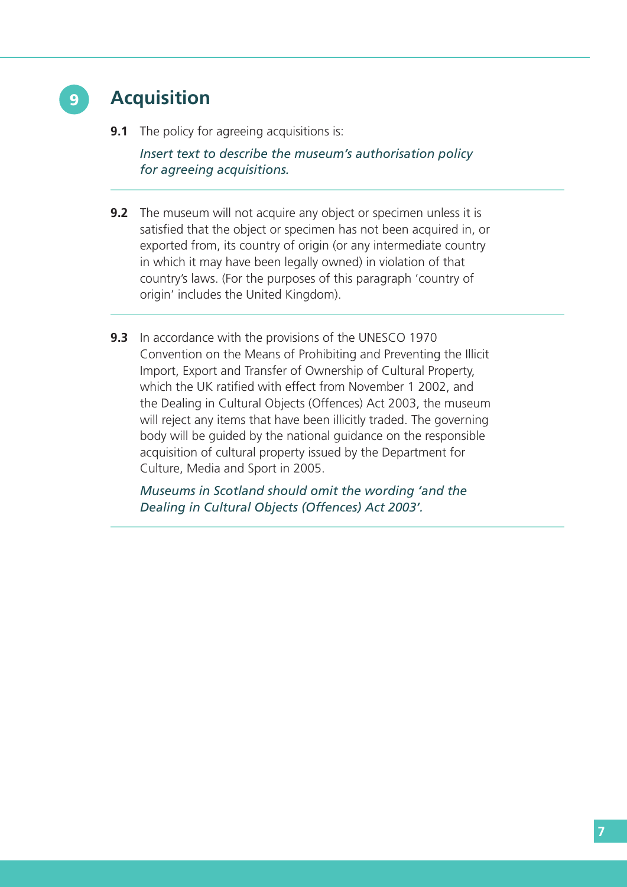## 9 Acquisition

**9.1** The policy for agreeing acquisitions is:

*Insert text to describe the museum's authorisation policy for agreeing acquisitions.*

**9.2** The museum will not acquire any object or specimen unless it is satisfied that the object or specimen has not been acquired in, or exported from, its country of origin (or any intermediate country in which it may have been legally owned) in violation of that country's laws. (For the purposes of this paragraph 'country of origin' includes the United Kingdom).

**9.3** In accordance with the provisions of the UNESCO 1970 Convention on the Means of Prohibiting and Preventing the Illicit Import, Export and Transfer of Ownership of Cultural Property, which the UK ratified with effect from November 1 2002, and the Dealing in Cultural Objects (Offences) Act 2003, the museum will reject any items that have been illicitly traded. The governing body will be guided by the national guidance on the responsible acquisition of cultural property issued by the Department for Culture, Media and Sport in 2005.

*Museums in Scotland should omit the wording 'and the Dealing in Cultural Objects (Offences) Act 2003'.*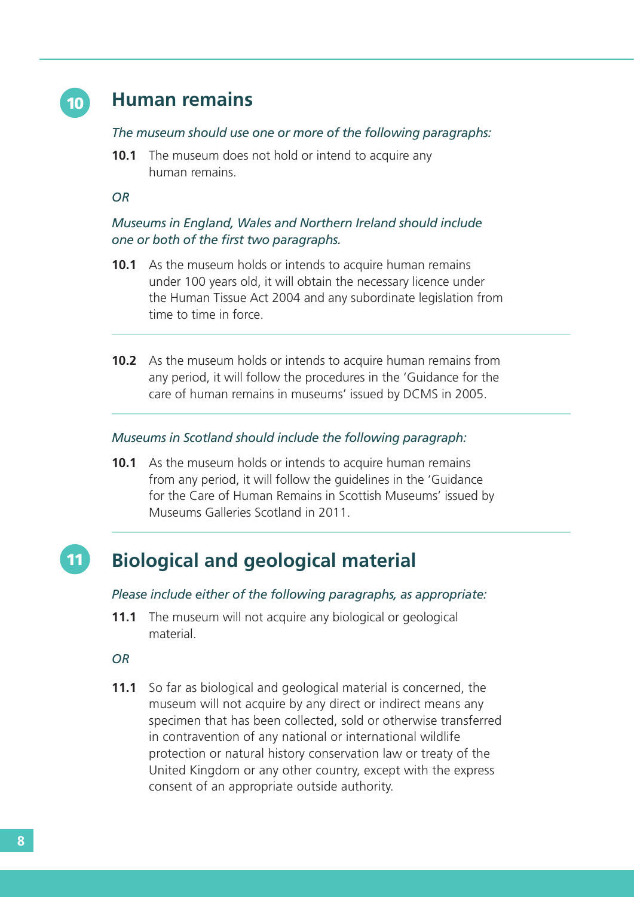## 10 Human remains

*The museum should use one or more of the following paragraphs:*

**10.1** The museum does not hold or intend to acquire any human remains.

*OR*

*Museums in England, Wales and Northern Ireland should include one or both of the first two paragraphs.*

**10.1** As the museum holds or intends to acquire human remains under 100 years old, it will obtain the necessary licence under the Human Tissue Act 2004 and any subordinate legislation from time to time in force.

**10.2** As the museum holds or intends to acquire human remains from any period, it will follow the procedures in the 'Guidance for the care of human remains in museums' issued by DCMS in 2005.

*Museums in Scotland should include the following paragraph:*

**10.1** As the museum holds or intends to acquire human remains from any period, it will follow the guidelines in the 'Guidance for the Care of Human Remains in Scottish Museums' issued by Museums Galleries Scotland in 2011.

## 11 Biological and geological material

*Please include either of the following paragraphs, as appropriate:*

**11.1** The museum will not acquire any biological or geological material.

*OR*

**11.1** So far as biological and geological material is concerned, the museum will not acquire by any direct or indirect means any specimen that has been collected, sold or otherwise transferred in contravention of any national or international wildlife protection or natural history conservation law or treaty of the United Kingdom or any other country, except with the express consent of an appropriate outside authority.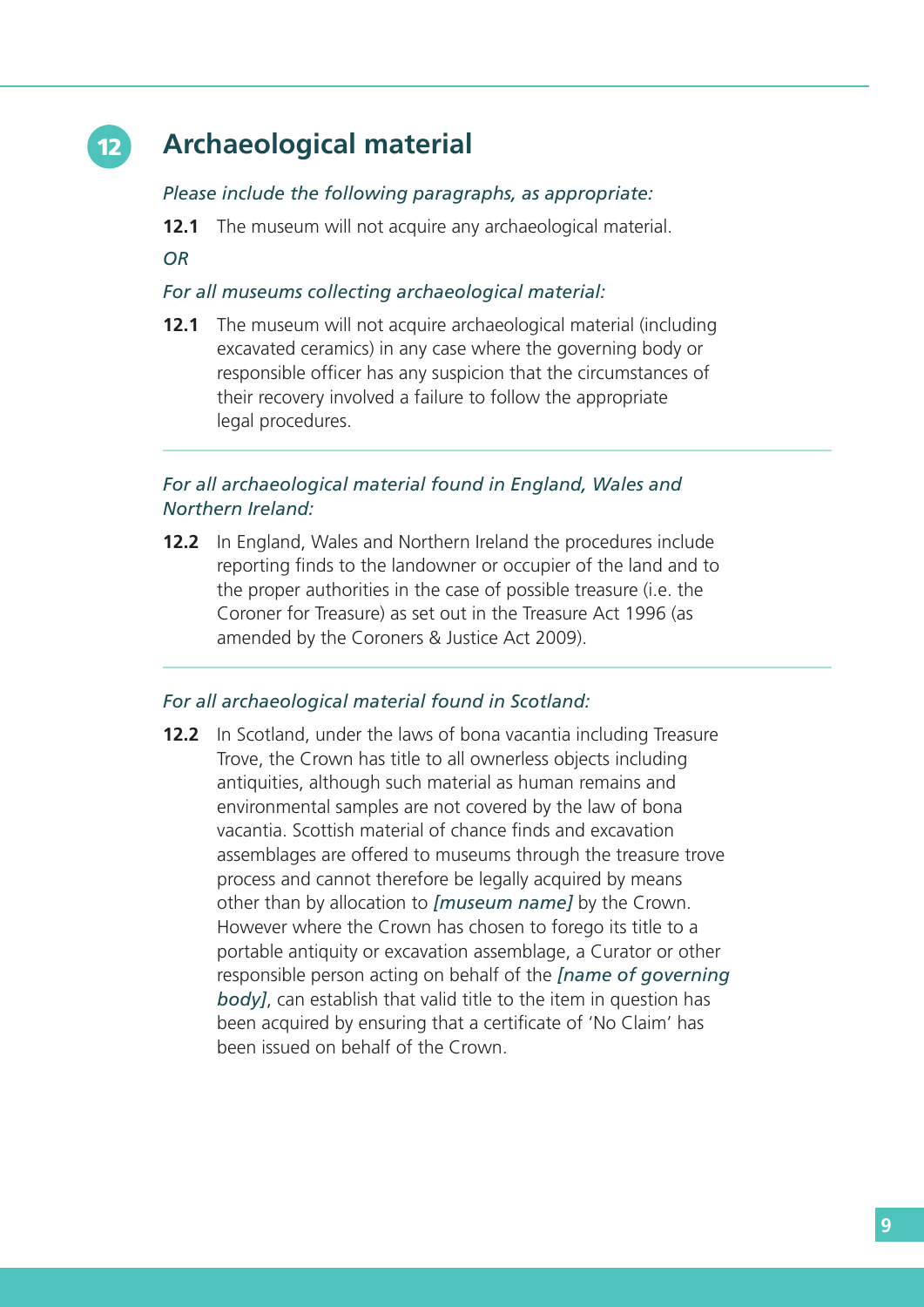## 12 Archaeological material

*Please include the following paragraphs, as appropriate:*

**12.1** The museum will not acquire any archaeological material.

*OR*

*For all museums collecting archaeological material:*

**12.1** The museum will not acquire archaeological material (including excavated ceramics) in any case where the governing body or responsible officer has any suspicion that the circumstances of their recovery involved a failure to follow the appropriate legal procedures.

---

*For all archaeological material found in England, Wales and Northern Ireland:*

**12.2** In England, Wales and Northern Ireland the procedures include reporting finds to the landowner or occupier of the land and to the proper authorities in the case of possible treasure (i.e. the Coroner for Treasure) as set out in the Treasure Act 1996 (as amended by the Coroners & Justice Act 2009).

---

*For all archaeological material found in Scotland:*

**12.2** In Scotland, under the laws of bona vacantia including Treasure Trove, the Crown has title to all ownerless objects including antiquities, although such material as human remains and environmental samples are not covered by the law of bona vacantia. Scottish material of chance finds and excavation assemblages are offered to museums through the treasure trove process and cannot therefore be legally acquired by means other than by allocation to ***[museum name]*** by the Crown. However where the Crown has chosen to forego its title to a portable antiquity or excavation assemblage, a Curator or other responsible person acting on behalf of the ***[name of governing body]***, can establish that valid title to the item in question has been acquired by ensuring that a certificate of 'No Claim' has been issued on behalf of the Crown.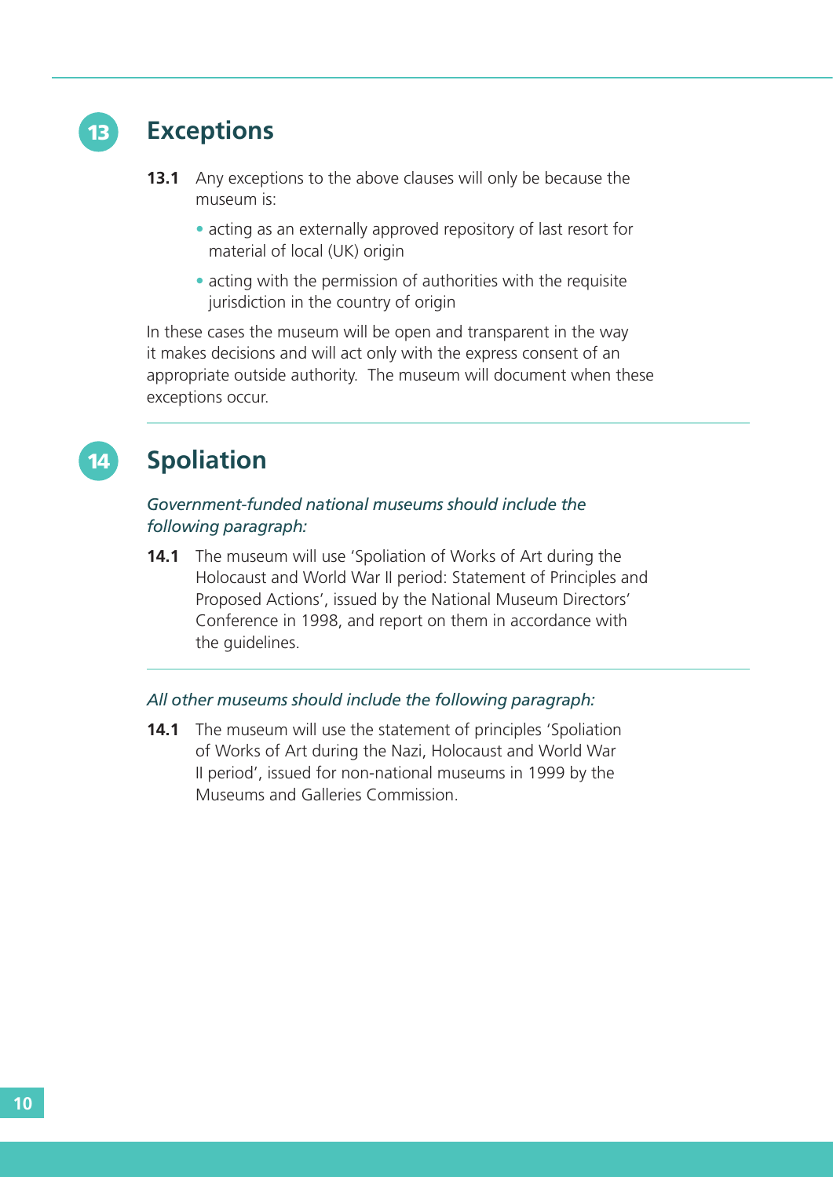## 13 Exceptions

**13.1** Any exceptions to the above clauses will only be because the museum is:

- acting as an externally approved repository of last resort for material of local (UK) origin
- acting with the permission of authorities with the requisite jurisdiction in the country of origin

In these cases the museum will be open and transparent in the way it makes decisions and will act only with the express consent of an appropriate outside authority. The museum will document when these exceptions occur.

## 14 Spoliation

*Government-funded national museums should include the following paragraph:*

**14.1** The museum will use 'Spoliation of Works of Art during the Holocaust and World War II period: Statement of Principles and Proposed Actions', issued by the National Museum Directors' Conference in 1998, and report on them in accordance with the guidelines.

*All other museums should include the following paragraph:*

**14.1** The museum will use the statement of principles 'Spoliation of Works of Art during the Nazi, Holocaust and World War II period', issued for non-national museums in 1999 by the Museums and Galleries Commission.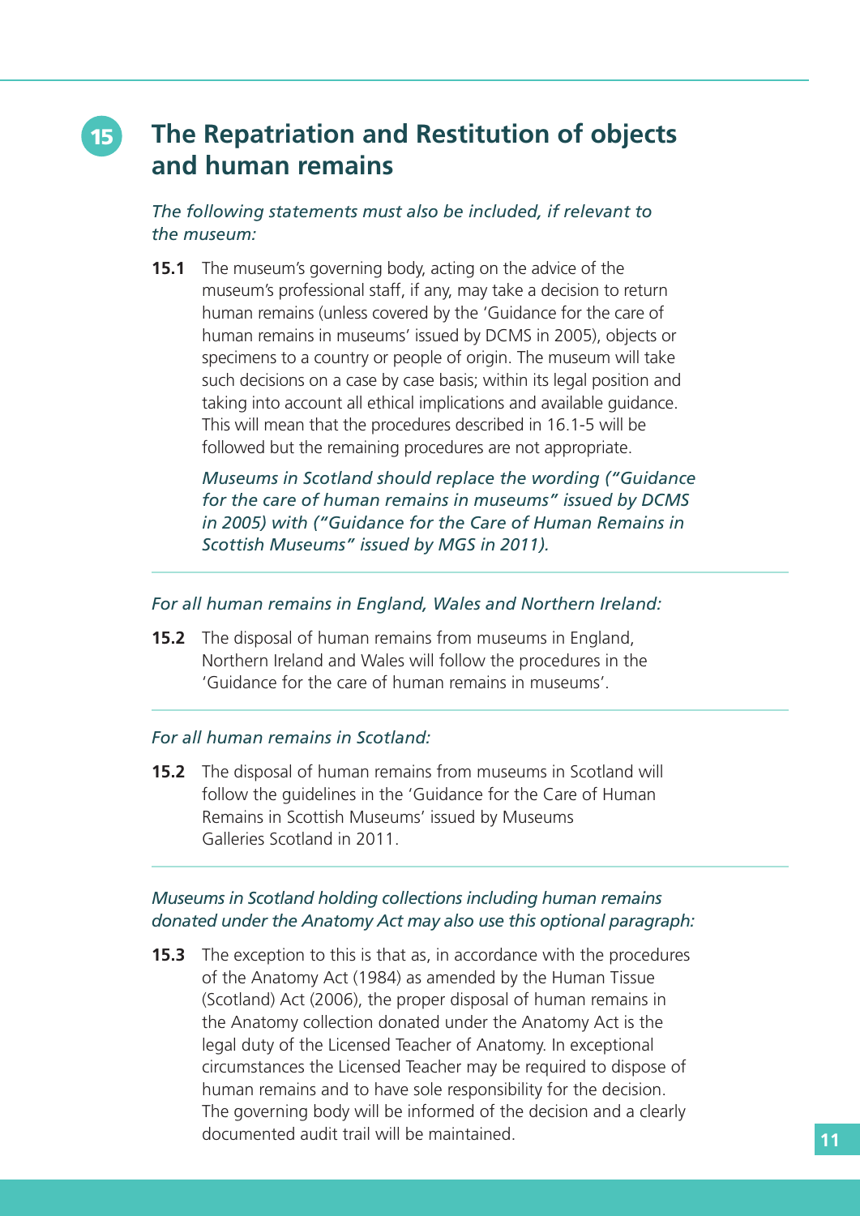## 15 The Repatriation and Restitution of objects and human remains

*The following statements must also be included, if relevant to the museum:*

**15.1** The museum's governing body, acting on the advice of the museum's professional staff, if any, may take a decision to return human remains (unless covered by the 'Guidance for the care of human remains in museums' issued by DCMS in 2005), objects or specimens to a country or people of origin. The museum will take such decisions on a case by case basis; within its legal position and taking into account all ethical implications and available guidance. This will mean that the procedures described in 16.1-5 will be followed but the remaining procedures are not appropriate.

*Museums in Scotland should replace the wording ("Guidance for the care of human remains in museums" issued by DCMS in 2005) with ("Guidance for the Care of Human Remains in Scottish Museums" issued by MGS in 2011).*

---

*For all human remains in England, Wales and Northern Ireland:*

**15.2** The disposal of human remains from museums in England, Northern Ireland and Wales will follow the procedures in the 'Guidance for the care of human remains in museums'.

---

*For all human remains in Scotland:*

**15.2** The disposal of human remains from museums in Scotland will follow the guidelines in the 'Guidance for the Care of Human Remains in Scottish Museums' issued by Museums Galleries Scotland in 2011.

---

*Museums in Scotland holding collections including human remains donated under the Anatomy Act may also use this optional paragraph:*

**15.3** The exception to this is that as, in accordance with the procedures of the Anatomy Act (1984) as amended by the Human Tissue (Scotland) Act (2006), the proper disposal of human remains in the Anatomy collection donated under the Anatomy Act is the legal duty of the Licensed Teacher of Anatomy. In exceptional circumstances the Licensed Teacher may be required to dispose of human remains and to have sole responsibility for the decision. The governing body will be informed of the decision and a clearly documented audit trail will be maintained.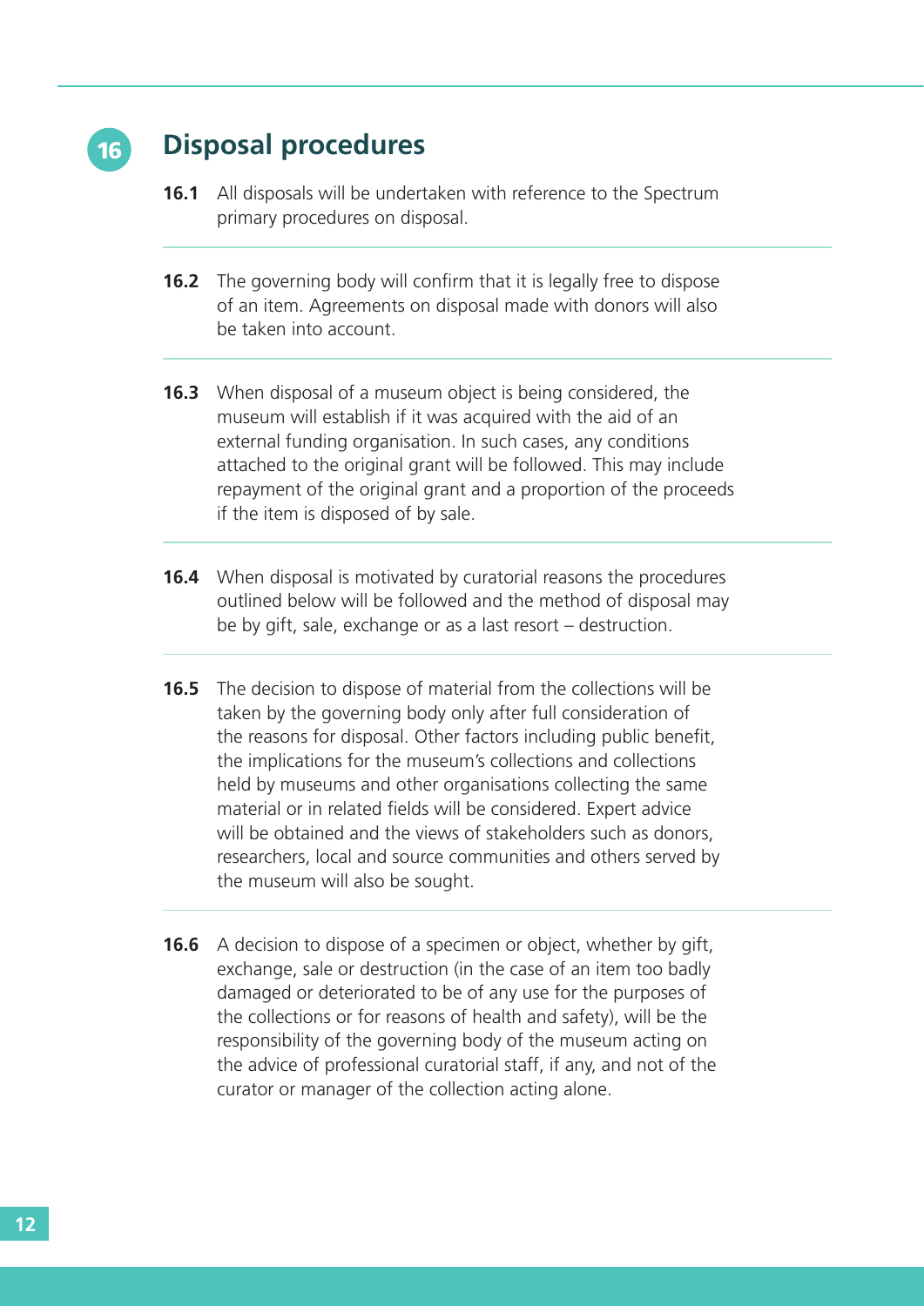## 16 Disposal procedures

**16.1** All disposals will be undertaken with reference to the Spectrum primary procedures on disposal.

**16.2** The governing body will confirm that it is legally free to dispose of an item. Agreements on disposal made with donors will also be taken into account.

**16.3** When disposal of a museum object is being considered, the museum will establish if it was acquired with the aid of an external funding organisation. In such cases, any conditions attached to the original grant will be followed. This may include repayment of the original grant and a proportion of the proceeds if the item is disposed of by sale.

**16.4** When disposal is motivated by curatorial reasons the procedures outlined below will be followed and the method of disposal may be by gift, sale, exchange or as a last resort – destruction.

**16.5** The decision to dispose of material from the collections will be taken by the governing body only after full consideration of the reasons for disposal. Other factors including public benefit, the implications for the museum's collections and collections held by museums and other organisations collecting the same material or in related fields will be considered. Expert advice will be obtained and the views of stakeholders such as donors, researchers, local and source communities and others served by the museum will also be sought.

**16.6** A decision to dispose of a specimen or object, whether by gift, exchange, sale or destruction (in the case of an item too badly damaged or deteriorated to be of any use for the purposes of the collections or for reasons of health and safety), will be the responsibility of the governing body of the museum acting on the advice of professional curatorial staff, if any, and not of the curator or manager of the collection acting alone.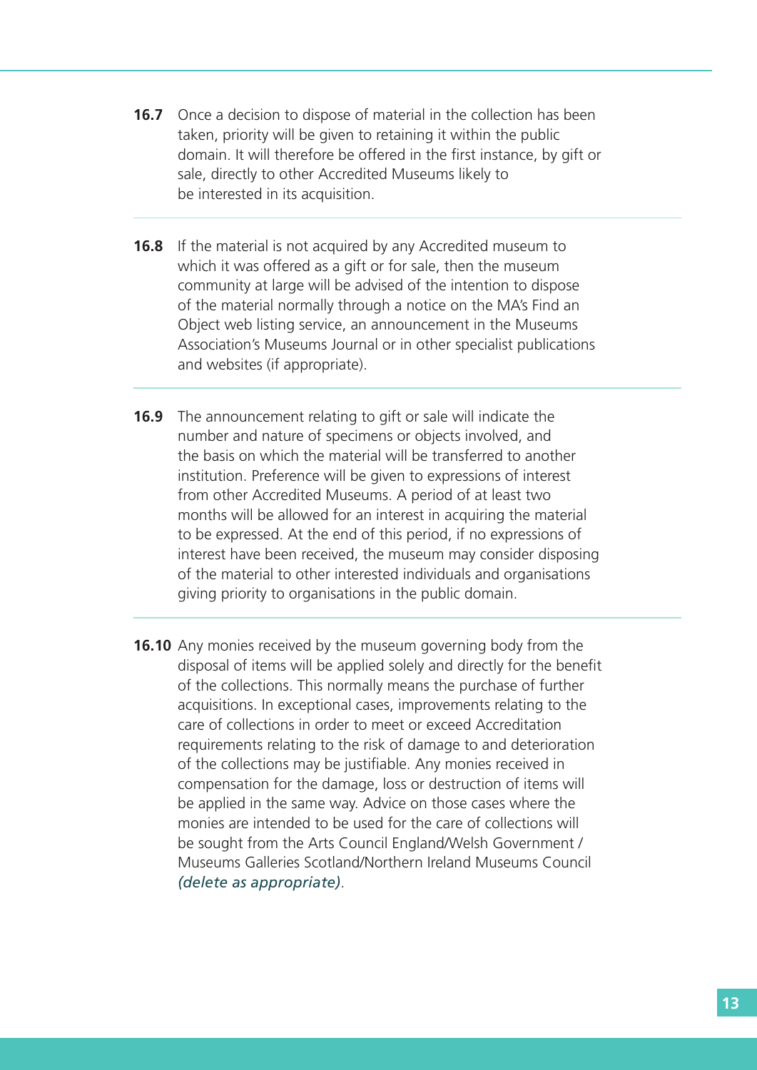**16.7** Once a decision to dispose of material in the collection has been taken, priority will be given to retaining it within the public domain. It will therefore be offered in the first instance, by gift or sale, directly to other Accredited Museums likely to be interested in its acquisition.

**16.8** If the material is not acquired by any Accredited museum to which it was offered as a gift or for sale, then the museum community at large will be advised of the intention to dispose of the material normally through a notice on the MA's Find an Object web listing service, an announcement in the Museums Association's Museums Journal or in other specialist publications and websites (if appropriate).

**16.9** The announcement relating to gift or sale will indicate the number and nature of specimens or objects involved, and the basis on which the material will be transferred to another institution. Preference will be given to expressions of interest from other Accredited Museums. A period of at least two months will be allowed for an interest in acquiring the material to be expressed. At the end of this period, if no expressions of interest have been received, the museum may consider disposing of the material to other interested individuals and organisations giving priority to organisations in the public domain.

**16.10** Any monies received by the museum governing body from the disposal of items will be applied solely and directly for the benefit of the collections. This normally means the purchase of further acquisitions. In exceptional cases, improvements relating to the care of collections in order to meet or exceed Accreditation requirements relating to the risk of damage to and deterioration of the collections may be justifiable. Any monies received in compensation for the damage, loss or destruction of items will be applied in the same way. Advice on those cases where the monies are intended to be used for the care of collections will be sought from the Arts Council England/Welsh Government / Museums Galleries Scotland/Northern Ireland Museums Council *(delete as appropriate)*.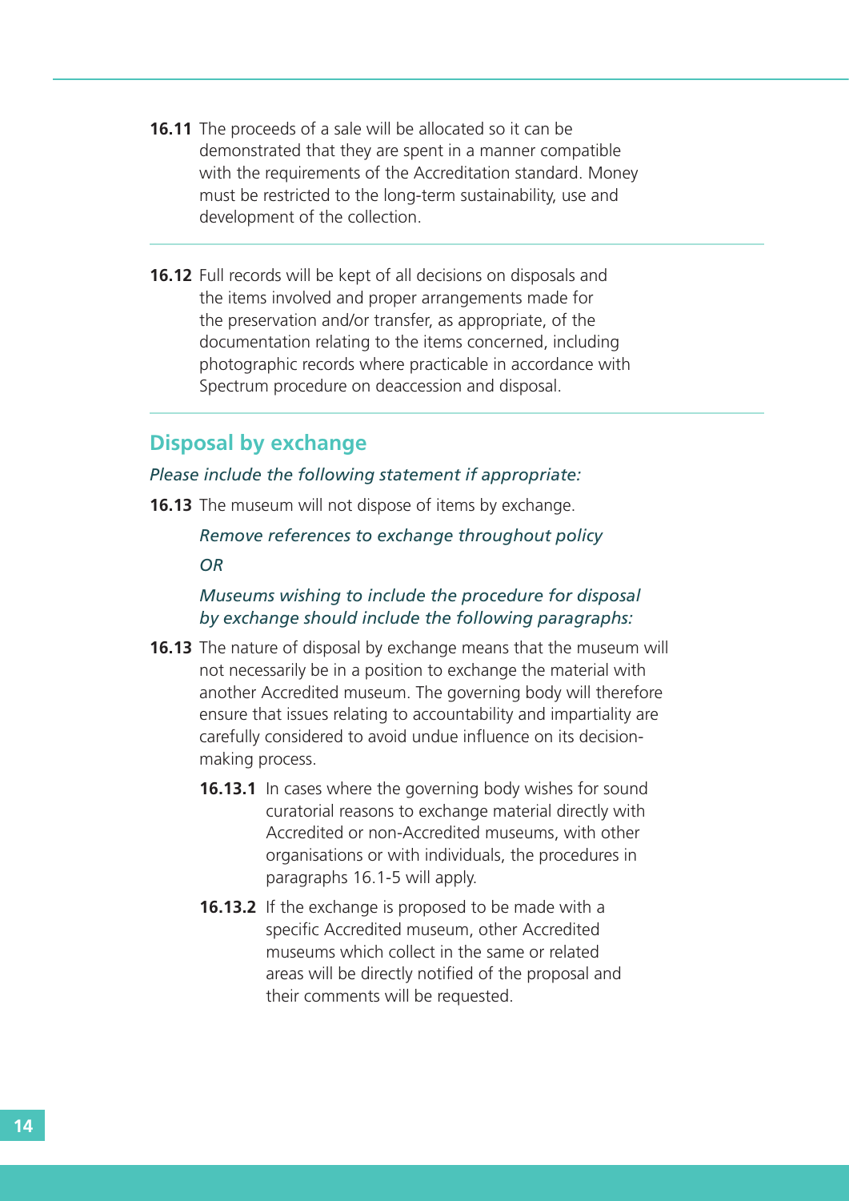**16.11** The proceeds of a sale will be allocated so it can be demonstrated that they are spent in a manner compatible with the requirements of the Accreditation standard. Money must be restricted to the long-term sustainability, use and development of the collection.

**16.12** Full records will be kept of all decisions on disposals and the items involved and proper arrangements made for the preservation and/or transfer, as appropriate, of the documentation relating to the items concerned, including photographic records where practicable in accordance with Spectrum procedure on deaccession and disposal.

## Disposal by exchange

*Please include the following statement if appropriate:*

**16.13** The museum will not dispose of items by exchange.

*Remove references to exchange throughout policy*

*OR*

*Museums wishing to include the procedure for disposal by exchange should include the following paragraphs:*

**16.13** The nature of disposal by exchange means that the museum will not necessarily be in a position to exchange the material with another Accredited museum. The governing body will therefore ensure that issues relating to accountability and impartiality are carefully considered to avoid undue influence on its decision-making process.

**16.13.1** In cases where the governing body wishes for sound curatorial reasons to exchange material directly with Accredited or non-Accredited museums, with other organisations or with individuals, the procedures in paragraphs 16.1-5 will apply.

**16.13.2** If the exchange is proposed to be made with a specific Accredited museum, other Accredited museums which collect in the same or related areas will be directly notified of the proposal and their comments will be requested.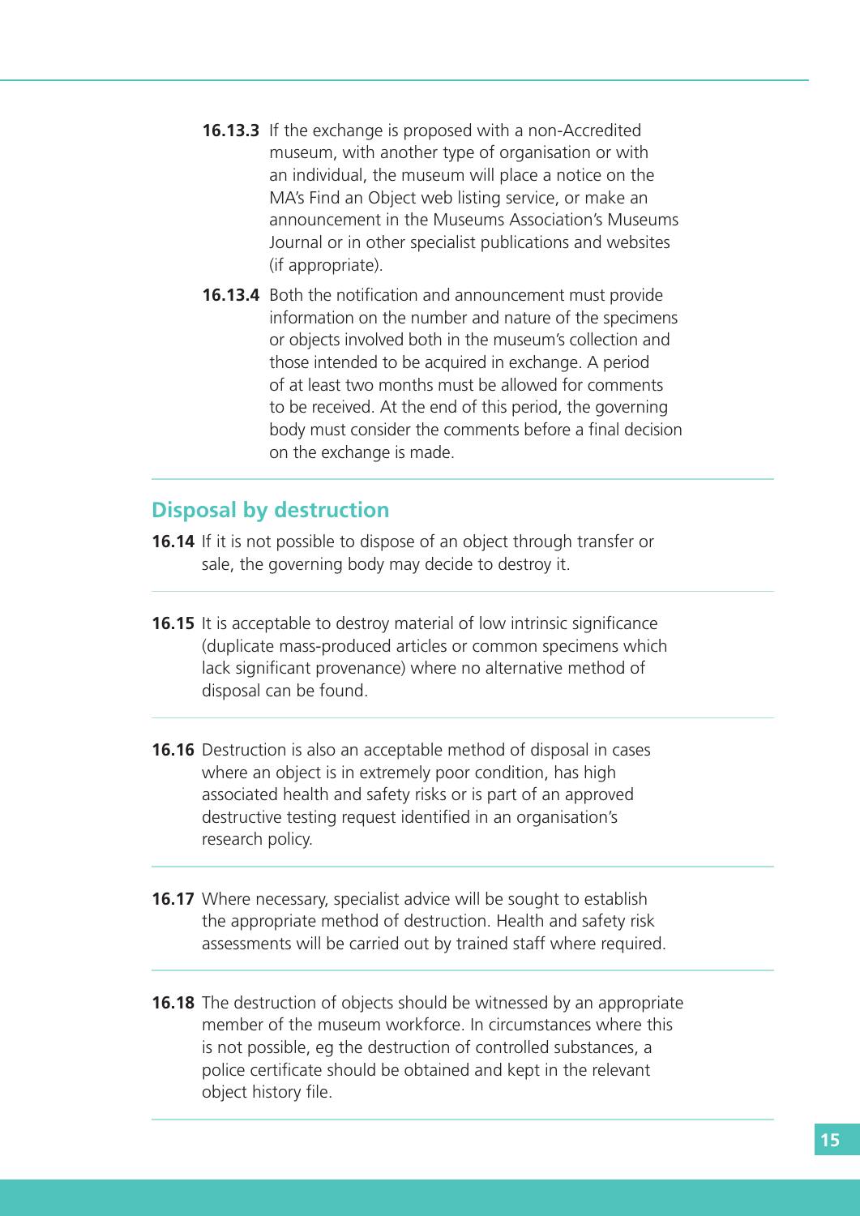**16.13.3** If the exchange is proposed with a non-Accredited museum, with another type of organisation or with an individual, the museum will place a notice on the MA's Find an Object web listing service, or make an announcement in the Museums Association's Museums Journal or in other specialist publications and websites (if appropriate).

**16.13.4** Both the notification and announcement must provide information on the number and nature of the specimens or objects involved both in the museum's collection and those intended to be acquired in exchange. A period of at least two months must be allowed for comments to be received. At the end of this period, the governing body must consider the comments before a final decision on the exchange is made.

## Disposal by destruction

**16.14** If it is not possible to dispose of an object through transfer or sale, the governing body may decide to destroy it.

**16.15** It is acceptable to destroy material of low intrinsic significance (duplicate mass-produced articles or common specimens which lack significant provenance) where no alternative method of disposal can be found.

**16.16** Destruction is also an acceptable method of disposal in cases where an object is in extremely poor condition, has high associated health and safety risks or is part of an approved destructive testing request identified in an organisation's research policy.

**16.17** Where necessary, specialist advice will be sought to establish the appropriate method of destruction. Health and safety risk assessments will be carried out by trained staff where required.

**16.18** The destruction of objects should be witnessed by an appropriate member of the museum workforce. In circumstances where this is not possible, eg the destruction of controlled substances, a police certificate should be obtained and kept in the relevant object history file.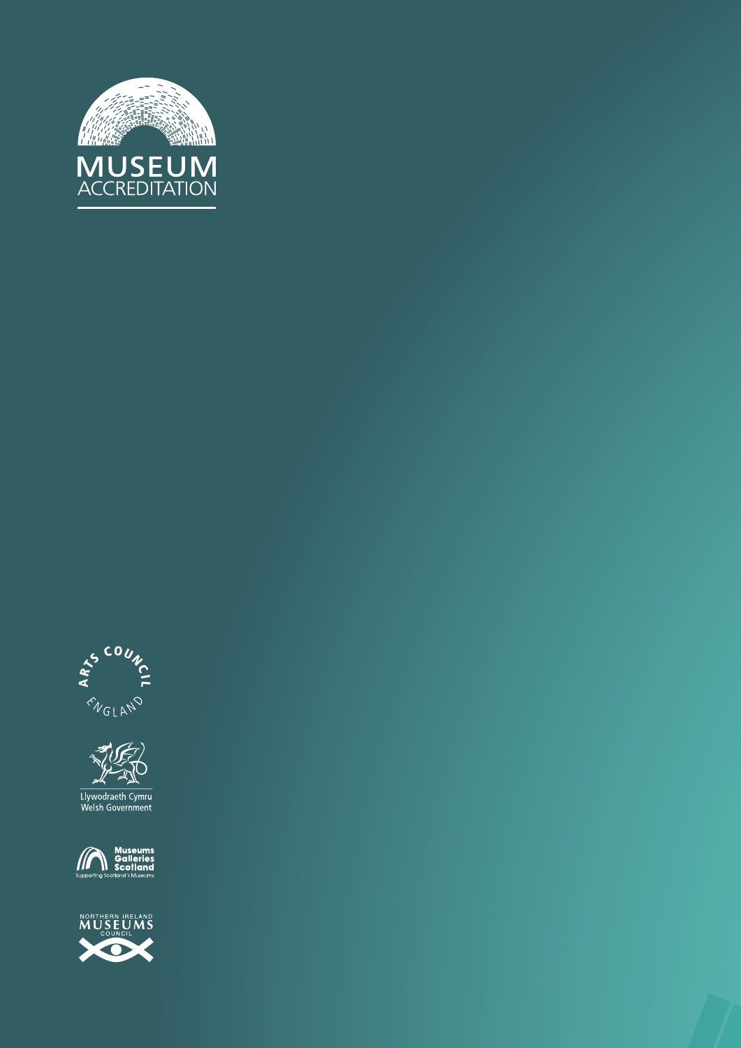MUSEUM
ACCREDITATION

ARTS COUNCIL ENGLAND

Llywodraeth Cymru
Welsh Government

Museums Galleries Scotland
Supporting Scotland's Museums

NORTHERN IRELAND
MUSEUMS
COUNCIL